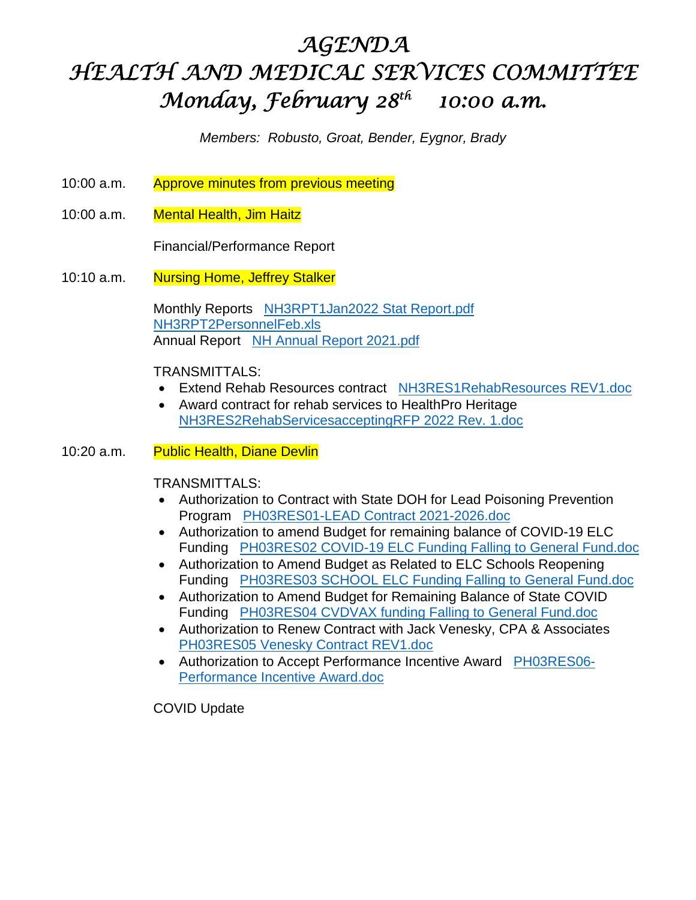# *AGENDA*
# *HEALTH AND MEDICAL SERVICES COMMITTEE*
# *Monday, February 28th 10:00 a.m.*

*Members: Robusto, Groat, Bender, Eygnor, Brady*

10:00 a.m. Approve minutes from previous meeting

10:00 a.m. Mental Health, Jim Haitz

Financial/Performance Report

10:10 a.m. Nursing Home, Jeffrey Stalker

Monthly Reports NH3RPT1Jan2022 Stat Report.pdf
NH3RPT2PersonnelFeb.xls
Annual Report NH Annual Report 2021.pdf

TRANSMITTALS:

- Extend Rehab Resources contract NH3RES1RehabResources REV1.doc
- Award contract for rehab services to HealthPro Heritage NH3RES2RehabServicesacceptingRFP 2022 Rev. 1.doc

10:20 a.m. Public Health, Diane Devlin

TRANSMITTALS:

- Authorization to Contract with State DOH for Lead Poisoning Prevention Program PH03RES01-LEAD Contract 2021-2026.doc
- Authorization to amend Budget for remaining balance of COVID-19 ELC Funding PH03RES02 COVID-19 ELC Funding Falling to General Fund.doc
- Authorization to Amend Budget as Related to ELC Schools Reopening Funding PH03RES03 SCHOOL ELC Funding Falling to General Fund.doc
- Authorization to Amend Budget for Remaining Balance of State COVID Funding PH03RES04 CVDVAX funding Falling to General Fund.doc
- Authorization to Renew Contract with Jack Venesky, CPA & Associates PH03RES05 Venesky Contract REV1.doc
- Authorization to Accept Performance Incentive Award PH03RES06-Performance Incentive Award.doc

COVID Update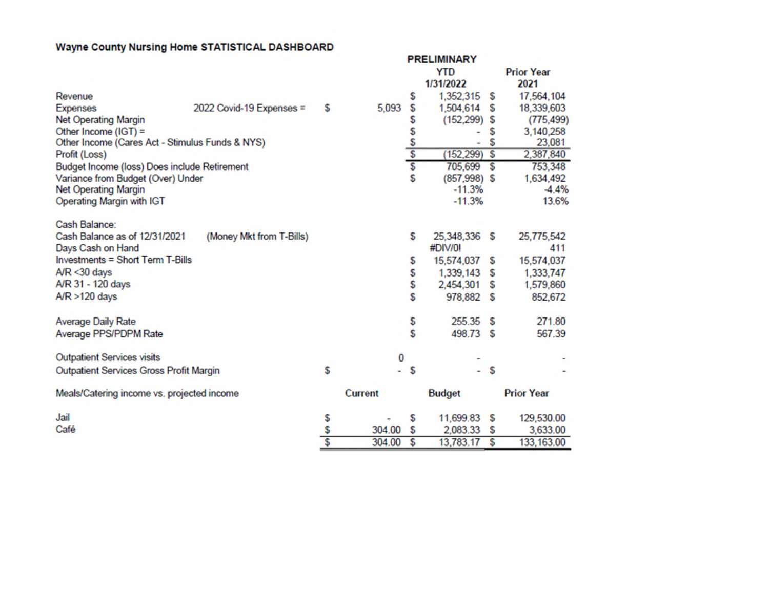**Wayne County Nursing Home STATISTICAL DASHBOARD**

| | | PRELIMINARY YTD 1/31/2022 | Prior Year 2021 |
|---|---|---|---|
| Revenue | | $ 1,352,315 | $ 17,564,104 |
| Expenses | 2022 Covid-19 Expenses = $ 5,093 | $ 1,504,614 | $ 18,339,603 |
| Net Operating Margin | | $ (152,299) | $ (775,499) |
| Other Income (IGT) = | | $ - | $ 3,140,258 |
| Other Income (Cares Act - Stimulus Funds & NYS) | | $ - | $ 23,081 |
| Profit (Loss) | | $ (152,299) | $ 2,387,840 |
| Budget Income (loss) Does include Retirement | | $ 705,699 | $ 753,348 |
| Variance from Budget (Over) Under | | $ (857,998) | $ 1,634,492 |
| Net Operating Margin | | -11.3% | -4.4% |
| Operating Margin with IGT | | -11.3% | 13.6% |
| | | | |
| Cash Balance: | | | |
| Cash Balance as of 12/31/2021 | (Money Mkt from T-Bills) | $ 25,348,336 | $ 25,775,542 |
| Days Cash on Hand | | #DIV/0! | 411 |
| Investments = Short Term T-Bills | | $ 15,574,037 | $ 15,574,037 |
| A/R <30 days | | $ 1,339,143 | $ 1,333,747 |
| A/R 31 - 120 days | | $ 2,454,301 | $ 1,579,860 |
| A/R >120 days | | $ 978,882 | $ 852,672 |
| | | | |
| Average Daily Rate | | $ 255.35 | $ 271.80 |
| Average PPS/PDPM Rate | | $ 498.73 | $ 567.39 |
| | | | |
| Outpatient Services visits | 0 | - | - |
| Outpatient Services Gross Profit Margin | $ - | $ - | $ - |

| Meals/Catering income vs. projected income | Current | Budget | Prior Year |
|---|---|---|---|
| Jail | $ - | $ 11,699.83 | $ 129,530.00 |
| Café | $ 304.00 | $ 2,083.33 | $ 3,633.00 |
| | $ 304.00 | $ 13,783.17 | $ 133,163.00 |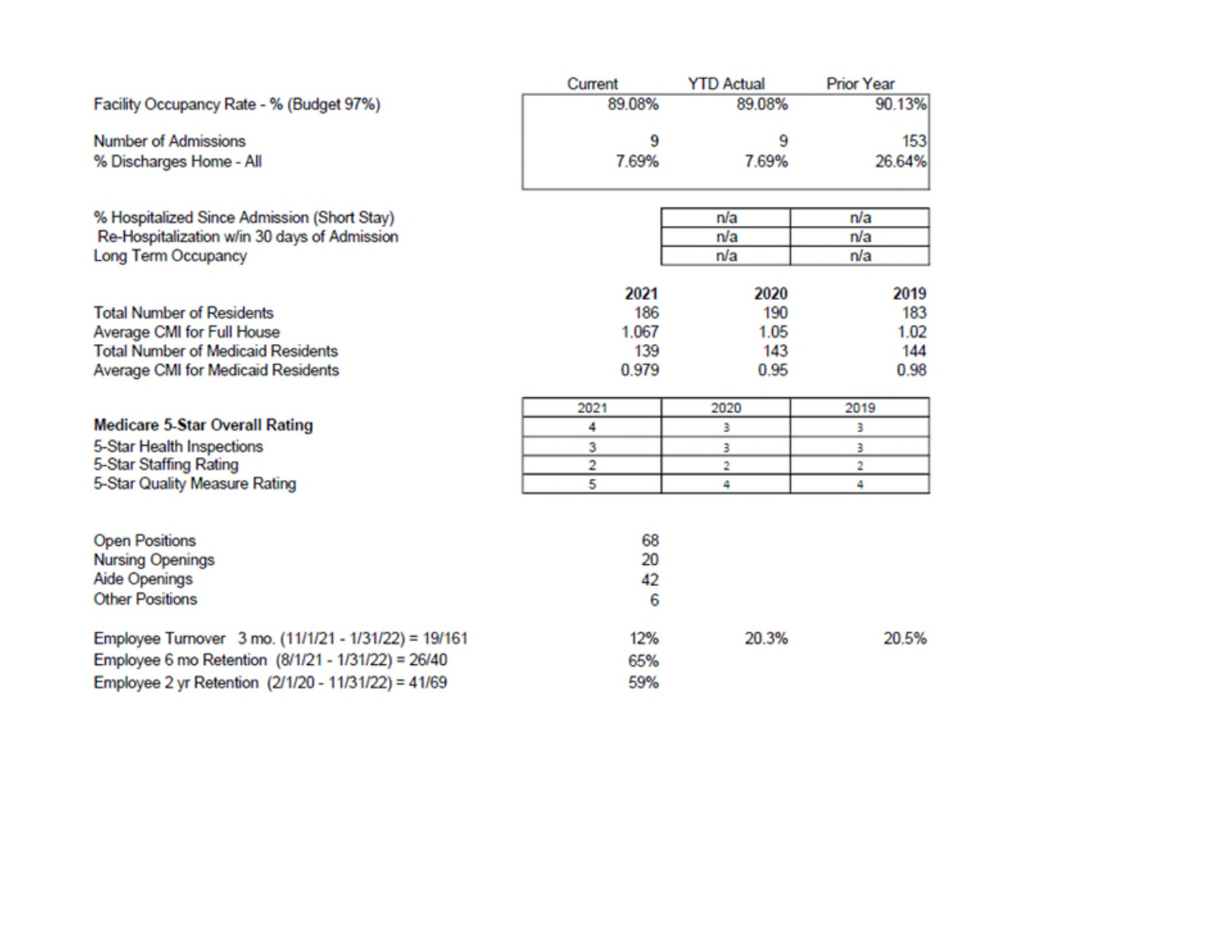| | Current | YTD Actual | Prior Year |
|---|---|---|---|
| Facility Occupancy Rate - % (Budget 97%) | 89.08% | 89.08% | 90.13% |
| Number of Admissions | 9 | 9 | 153 |
| % Discharges Home - All | 7.69% | 7.69% | 26.64% |
| % Hospitalized Since Admission (Short Stay) | | n/a | n/a |
| Re-Hospitalization w/in 30 days of Admission | | n/a | n/a |
| Long Term Occupancy | | n/a | n/a |

| | **2021** | **2020** | **2019** |
|---|---|---|---|
| Total Number of Residents | 186 | 190 | 183 |
| Average CMI for Full House | 1.067 | 1.05 | 1.02 |
| Total Number of Medicaid Residents | 139 | 143 | 144 |
| Average CMI for Medicaid Residents | 0.979 | 0.95 | 0.98 |

| | 2021 | 2020 | 2019 |
|---|---|---|---|
| **Medicare 5-Star Overall Rating** | 4 | 3 | 3 |
| 5-Star Health Inspections | 3 | 3 | 3 |
| 5-Star Staffing Rating | 2 | 2 | 2 |
| 5-Star Quality Measure Rating | 5 | 4 | 4 |

| | | | |
|---|---|---|---|
| Open Positions | 68 | | |
| Nursing Openings | 20 | | |
| Aide Openings | 42 | | |
| Other Positions | 6 | | |
| Employee Turnover 3 mo. (11/1/21 - 1/31/22) = 19/161 | 12% | 20.3% | 20.5% |
| Employee 6 mo Retention (8/1/21 - 1/31/22) = 26/40 | 65% | | |
| Employee 2 yr Retention (2/1/20 - 11/31/22) = 41/69 | 59% | | |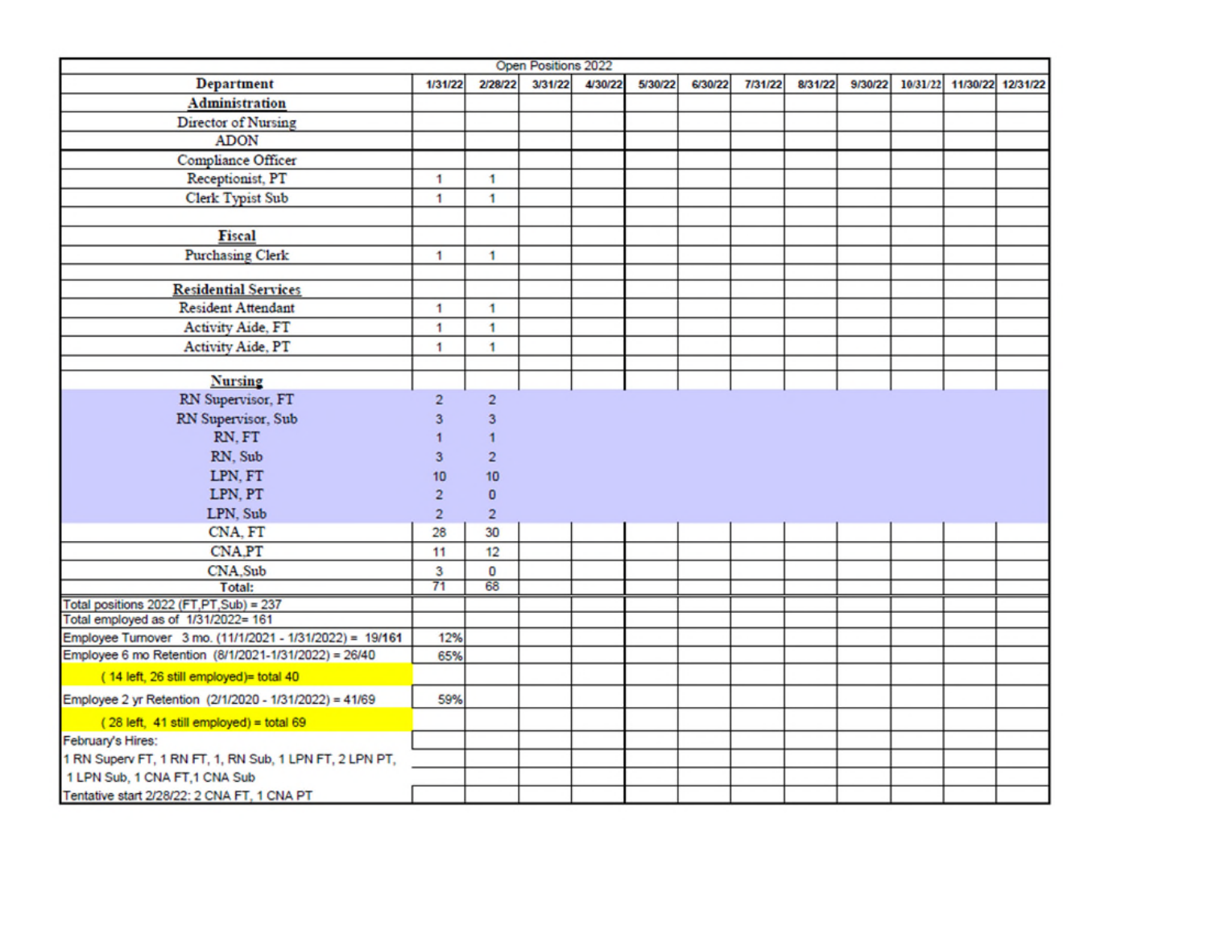| Open Positions 2022 | | | | | | | | | | | | |
|---|---|---|---|---|---|---|---|---|---|---|---|---|
| **Department** | 1/31/22 | 2/28/22 | 3/31/22 | 4/30/22 | 5/30/22 | 6/30/22 | 7/31/22 | 8/31/22 | 9/30/22 | 10/31/22 | 11/30/22 | 12/31/22 |
| **Administration** | | | | | | | | | | | | |
| Director of Nursing | | | | | | | | | | | | |
| ADON | | | | | | | | | | | | |
| Compliance Officer | | | | | | | | | | | | |
| Receptionist, PT | 1 | 1 | | | | | | | | | | |
| Clerk Typist Sub | 1 | 1 | | | | | | | | | | |
| | | | | | | | | | | | | |
| **Fiscal** | | | | | | | | | | | | |
| Purchasing Clerk | 1 | 1 | | | | | | | | | | |
| | | | | | | | | | | | | |
| **Residential Services** | | | | | | | | | | | | |
| Resident Attendant | 1 | 1 | | | | | | | | | | |
| Activity Aide, FT | 1 | 1 | | | | | | | | | | |
| Activity Aide, PT | 1 | 1 | | | | | | | | | | |
| | | | | | | | | | | | | |
| **Nursing** | | | | | | | | | | | | |
| RN Supervisor, FT | 2 | 2 | | | | | | | | | | |
| RN Supervisor, Sub | 3 | 3 | | | | | | | | | | |
| RN, FT | 1 | 1 | | | | | | | | | | |
| RN, Sub | 3 | 2 | | | | | | | | | | |
| LPN, FT | 10 | 10 | | | | | | | | | | |
| LPN, PT | 2 | 0 | | | | | | | | | | |
| LPN, Sub | 2 | 2 | | | | | | | | | | |
| CNA, FT | 28 | 30 | | | | | | | | | | |
| CNA,PT | 11 | 12 | | | | | | | | | | |
| CNA,Sub | 3 | 0 | | | | | | | | | | |
| **Total:** | 71 | 68 | | | | | | | | | | |
| Total positions 2022 (FT,PT,Sub) = 237 | | | | | | | | | | | | |
| Total employed as of 1/31/2022= 161 | | | | | | | | | | | | |
| Employee Turnover 3 mo. (11/1/2021 - 1/31/2022) = 19/161 | 12% | | | | | | | | | | | |
| Employee 6 mo Retention (8/1/2021-1/31/2022) = 26/40 | 65% | | | | | | | | | | | |
| (14 left, 26 still employed)= total 40 | | | | | | | | | | | | |
| Employee 2 yr Retention (2/1/2020 - 1/31/2022) = 41/69 | 59% | | | | | | | | | | | |
| (28 left, 41 still employed) = total 69 | | | | | | | | | | | | |
| February's Hires: | | | | | | | | | | | | |
| 1 RN Superv FT, 1 RN FT, 1, RN Sub, 1 LPN FT, 2 LPN PT, | | | | | | | | | | | | |
| 1 LPN Sub, 1 CNA FT,1 CNA Sub | | | | | | | | | | | | |
| Tentative start 2/28/22: 2 CNA FT, 1 CNA PT | | | | | | | | | | | | |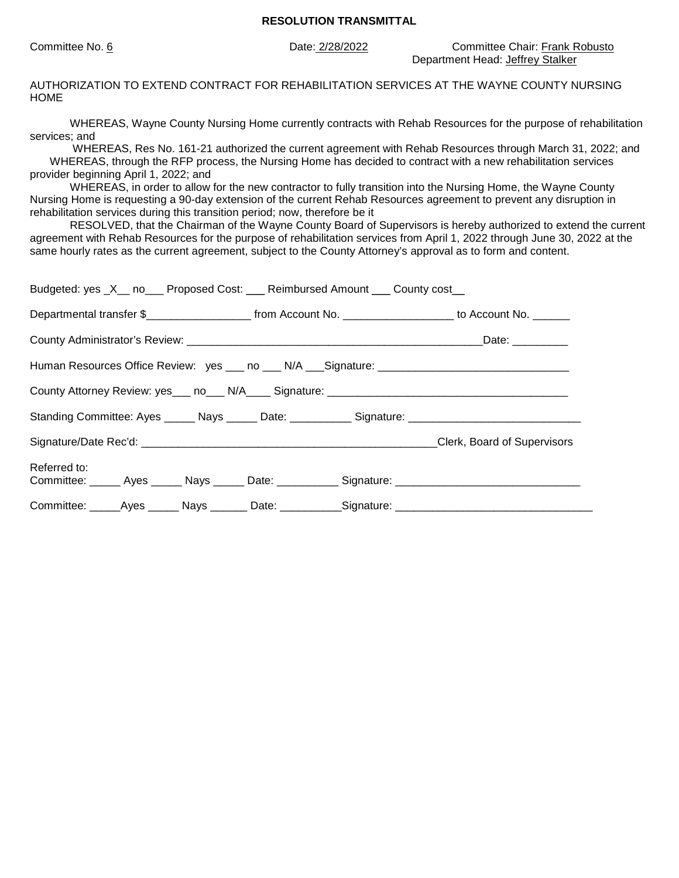**RESOLUTION TRANSMITTAL**

Committee No. 6 Date: 2/28/2022 Committee Chair: Frank Robusto
Department Head: Jeffrey Stalker

AUTHORIZATION TO EXTEND CONTRACT FOR REHABILITATION SERVICES AT THE WAYNE COUNTY NURSING HOME

WHEREAS, Wayne County Nursing Home currently contracts with Rehab Resources for the purpose of rehabilitation services; and

WHEREAS, Res No. 161-21 authorized the current agreement with Rehab Resources through March 31, 2022; and

WHEREAS, through the RFP process, the Nursing Home has decided to contract with a new rehabilitation services provider beginning April 1, 2022; and

WHEREAS, in order to allow for the new contractor to fully transition into the Nursing Home, the Wayne County Nursing Home is requesting a 90-day extension of the current Rehab Resources agreement to prevent any disruption in rehabilitation services during this transition period; now, therefore be it

RESOLVED, that the Chairman of the Wayne County Board of Supervisors is hereby authorized to extend the current agreement with Rehab Resources for the purpose of rehabilitation services from April 1, 2022 through June 30, 2022 at the same hourly rates as the current agreement, subject to the County Attorney's approval as to form and content.

Budgeted: yes _X__ no___ Proposed Cost: ___ Reimbursed Amount ___ County cost__

Departmental transfer $_________________ from Account No. _________________ to Account No. ______

County Administrator's Review: _________________________________________________Date: _________

Human Resources Office Review: yes ___ no ___ N/A ___Signature: _______________________________

County Attorney Review: yes___ no___ N/A____ Signature: ______________________________________

Standing Committee: Ayes _____ Nays _____ Date: __________ Signature: ____________________________

Signature/Date Rec'd: _______________________________________________Clerk, Board of Supervisors

Referred to:
Committee: _____ Ayes _____ Nays _____ Date: __________ Signature: ______________________________

Committee: _____Ayes _____ Nays ______ Date: __________Signature: ________________________________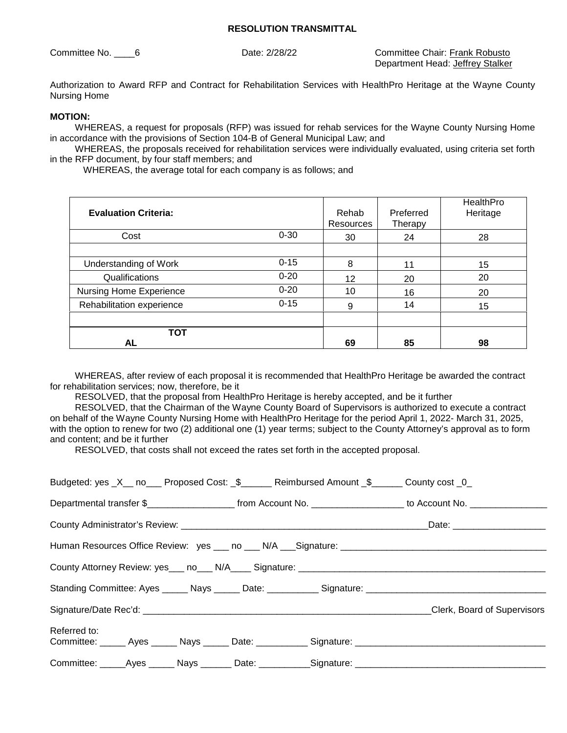**RESOLUTION TRANSMITTAL**

Committee No. ____6 Date: 2/28/22 Committee Chair: Frank Robusto
Department Head: Jeffrey Stalker

Authorization to Award RFP and Contract for Rehabilitation Services with HealthPro Heritage at the Wayne County Nursing Home

**MOTION:**

WHEREAS, a request for proposals (RFP) was issued for rehab services for the Wayne County Nursing Home in accordance with the provisions of Section 104-B of General Municipal Law; and

WHEREAS, the proposals received for rehabilitation services were individually evaluated, using criteria set forth in the RFP document, by four staff members; and

WHEREAS, the average total for each company is as follows; and

| **Evaluation Criteria:** | | Rehab Resources | Preferred Therapy | HealthPro Heritage |
|---|---|---|---|---|
| Cost | 0-30 | 30 | 24 | 28 |
| | | | | |
| Understanding of Work | 0-15 | 8 | 11 | 15 |
| Qualifications | 0-20 | 12 | 20 | 20 |
| Nursing Home Experience | 0-20 | 10 | 16 | 20 |
| Rehabilitation experience | 0-15 | 9 | 14 | 15 |
| | | | | |
| **TOTAL** | | **69** | **85** | **98** |

WHEREAS, after review of each proposal it is recommended that HealthPro Heritage be awarded the contract for rehabilitation services; now, therefore, be it

RESOLVED, that the proposal from HealthPro Heritage is hereby accepted, and be it further

RESOLVED, that the Chairman of the Wayne County Board of Supervisors is authorized to execute a contract on behalf of the Wayne County Nursing Home with HealthPro Heritage for the period April 1, 2022- March 31, 2025, with the option to renew for two (2) additional one (1) year terms; subject to the County Attorney's approval as to form and content; and be it further

RESOLVED, that costs shall not exceed the rates set forth in the accepted proposal.

Budgeted: yes _X__ no___ Proposed Cost: _$______ Reimbursed Amount _$______ County cost _0_

Departmental transfer $_________________ from Account No. __________________ to Account No. _______________

County Administrator's Review: __________________________________________________Date: __________________

Human Resources Office Review: yes ___ no ___ N/A ___Signature: ________________________________________

County Attorney Review: yes___ no___ N/A____ Signature: ______________________________________________

Standing Committee: Ayes _____ Nays _____ Date: __________ Signature: ___________________________________

Signature/Date Rec'd: _________________________________________________________Clerk, Board of Supervisors

Referred to:
Committee: _____ Ayes _____ Nays _____ Date: __________ Signature: ____________________________________

Committee: _____Ayes _____ Nays ______ Date: __________Signature: ____________________________________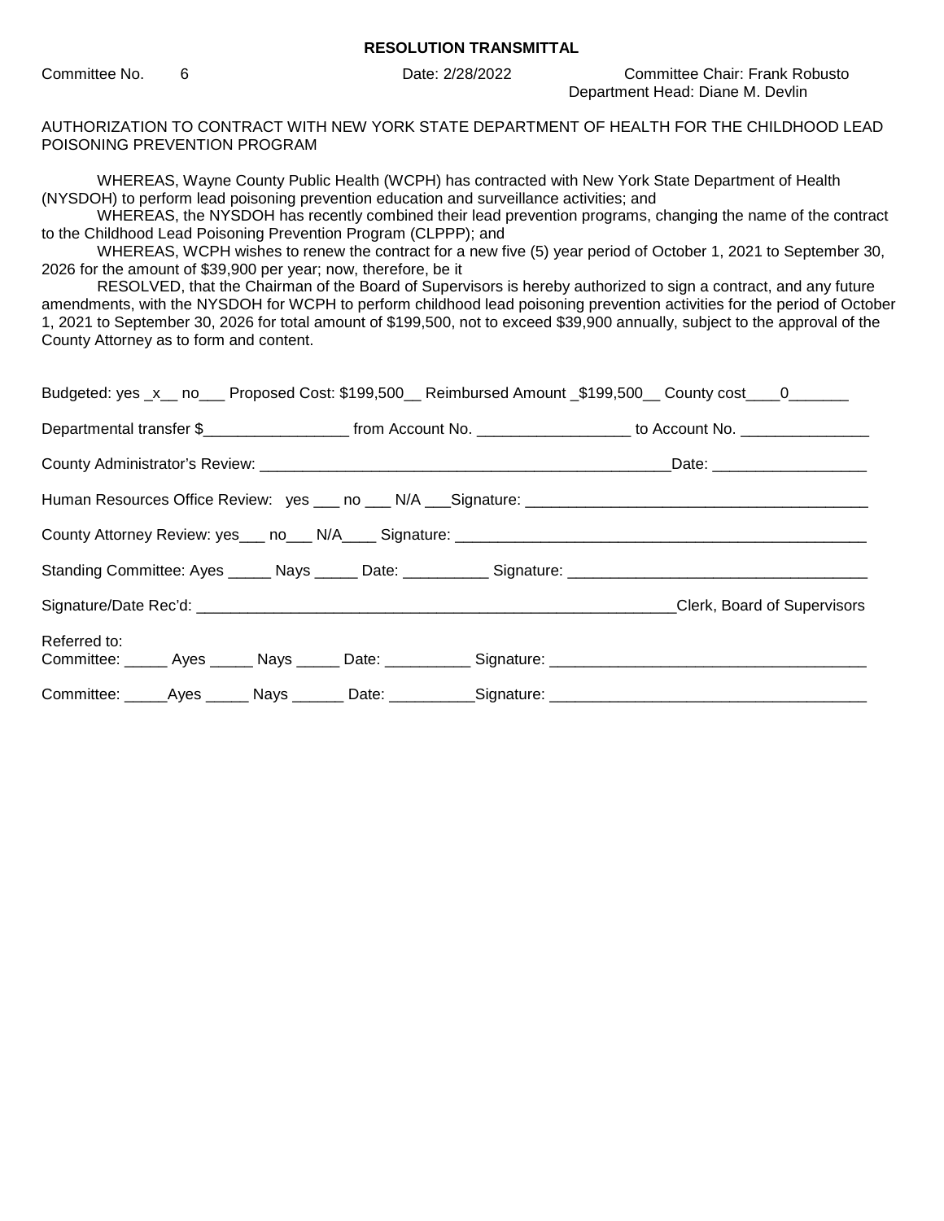**RESOLUTION TRANSMITTAL**

Committee No. 6 Date: 2/28/2022 Committee Chair: Frank Robusto
Department Head: Diane M. Devlin

AUTHORIZATION TO CONTRACT WITH NEW YORK STATE DEPARTMENT OF HEALTH FOR THE CHILDHOOD LEAD POISONING PREVENTION PROGRAM

WHEREAS, Wayne County Public Health (WCPH) has contracted with New York State Department of Health (NYSDOH) to perform lead poisoning prevention education and surveillance activities; and

WHEREAS, the NYSDOH has recently combined their lead prevention programs, changing the name of the contract to the Childhood Lead Poisoning Prevention Program (CLPPP); and

WHEREAS, WCPH wishes to renew the contract for a new five (5) year period of October 1, 2021 to September 30, 2026 for the amount of $39,900 per year; now, therefore, be it

RESOLVED, that the Chairman of the Board of Supervisors is hereby authorized to sign a contract, and any future amendments, with the NYSDOH for WCPH to perform childhood lead poisoning prevention activities for the period of October 1, 2021 to September 30, 2026 for total amount of $199,500, not to exceed $39,900 annually, subject to the approval of the County Attorney as to form and content.

Budgeted: yes _x__ no___ Proposed Cost: $199,500__ Reimbursed Amount _$199,500__ County cost____0_______

Departmental transfer $_________________ from Account No. __________________ to Account No. _______________

County Administrator's Review: __________________________________________________Date: __________________

Human Resources Office Review: yes ___ no ___ N/A ___Signature: ________________________________________

County Attorney Review: yes___ no___ N/A____ Signature: ________________________________________________

Standing Committee: Ayes _____ Nays _____ Date: __________ Signature: ___________________________________

Signature/Date Rec'd: _________________________________________________________Clerk, Board of Supervisors

Referred to:
Committee: _____ Ayes _____ Nays _____ Date: __________ Signature: _____________________________________

Committee: _____Ayes _____ Nays ______ Date: __________Signature: _____________________________________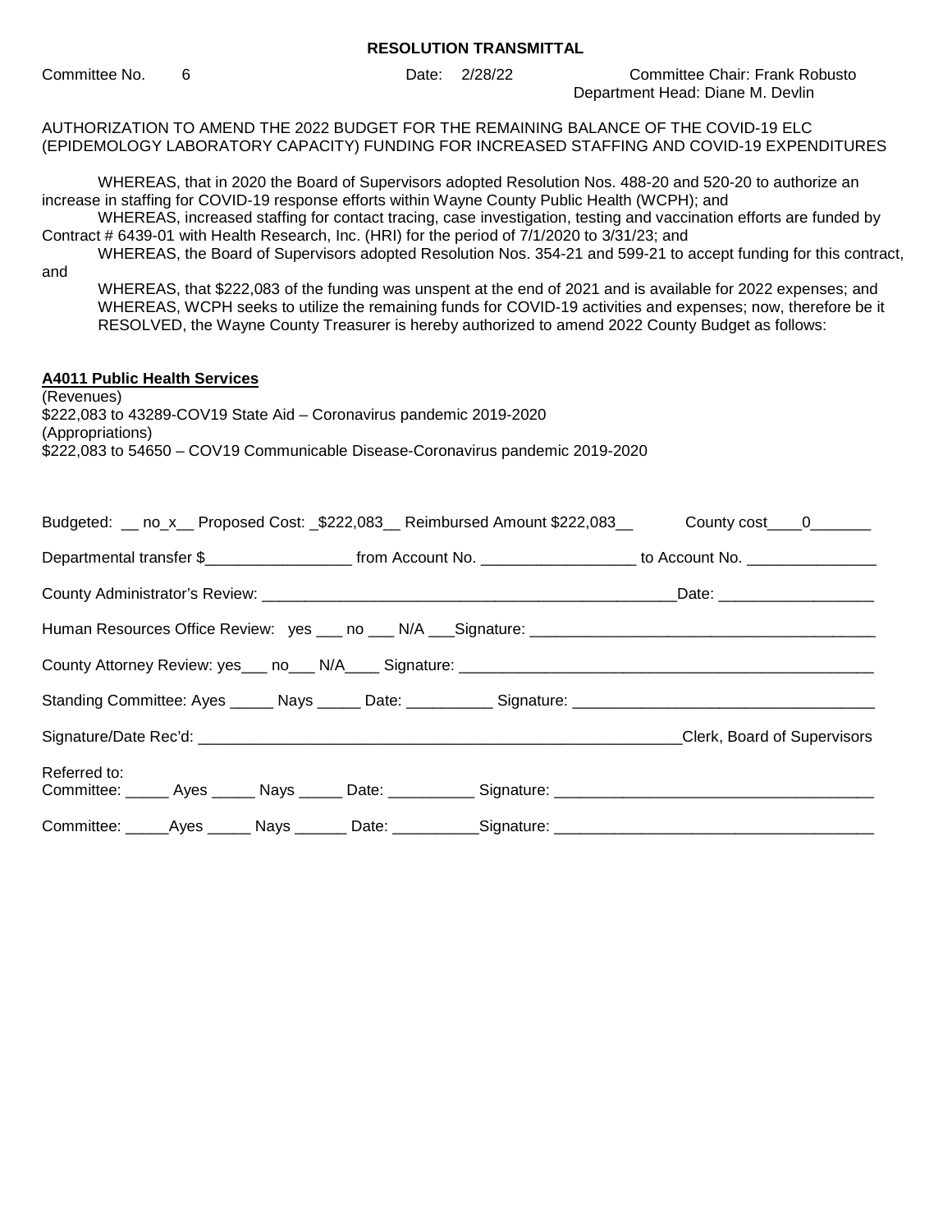**RESOLUTION TRANSMITTAL**

Committee No. 6 Date: 2/28/22 Committee Chair: Frank Robusto
Department Head: Diane M. Devlin

AUTHORIZATION TO AMEND THE 2022 BUDGET FOR THE REMAINING BALANCE OF THE COVID-19 ELC (EPIDEMOLOGY LABORATORY CAPACITY) FUNDING FOR INCREASED STAFFING AND COVID-19 EXPENDITURES

WHEREAS, that in 2020 the Board of Supervisors adopted Resolution Nos. 488-20 and 520-20 to authorize an increase in staffing for COVID-19 response efforts within Wayne County Public Health (WCPH); and

WHEREAS, increased staffing for contact tracing, case investigation, testing and vaccination efforts are funded by Contract # 6439-01 with Health Research, Inc. (HRI) for the period of 7/1/2020 to 3/31/23; and

WHEREAS, the Board of Supervisors adopted Resolution Nos. 354-21 and 599-21 to accept funding for this contract, and

WHEREAS, that $222,083 of the funding was unspent at the end of 2021 and is available for 2022 expenses; and

WHEREAS, WCPH seeks to utilize the remaining funds for COVID-19 activities and expenses; now, therefore be it

RESOLVED, the Wayne County Treasurer is hereby authorized to amend 2022 County Budget as follows:

**A4011 Public Health Services**
(Revenues)
$222,083 to 43289-COV19 State Aid – Coronavirus pandemic 2019-2020
(Appropriations)
$222,083 to 54650 – COV19 Communicable Disease-Coronavirus pandemic 2019-2020

Budgeted: __ no_x__ Proposed Cost: _$222,083__ Reimbursed Amount $222,083__ County cost____0_______

Departmental transfer $_________________ from Account No. __________________ to Account No. _______________

County Administrator's Review: __________________________________________________Date: __________________

Human Resources Office Review: yes ___ no ___ N/A ___Signature: ________________________________________

County Attorney Review: yes___ no___ N/A____ Signature: __________________________________________________

Standing Committee: Ayes _____ Nays _____ Date: __________ Signature: ___________________________________

Signature/Date Rec'd: _________________________________________________________Clerk, Board of Supervisors

Referred to:
Committee: _____ Ayes _____ Nays _____ Date: __________ Signature: _____________________________________

Committee: _____Ayes _____ Nays ______ Date: __________Signature: _____________________________________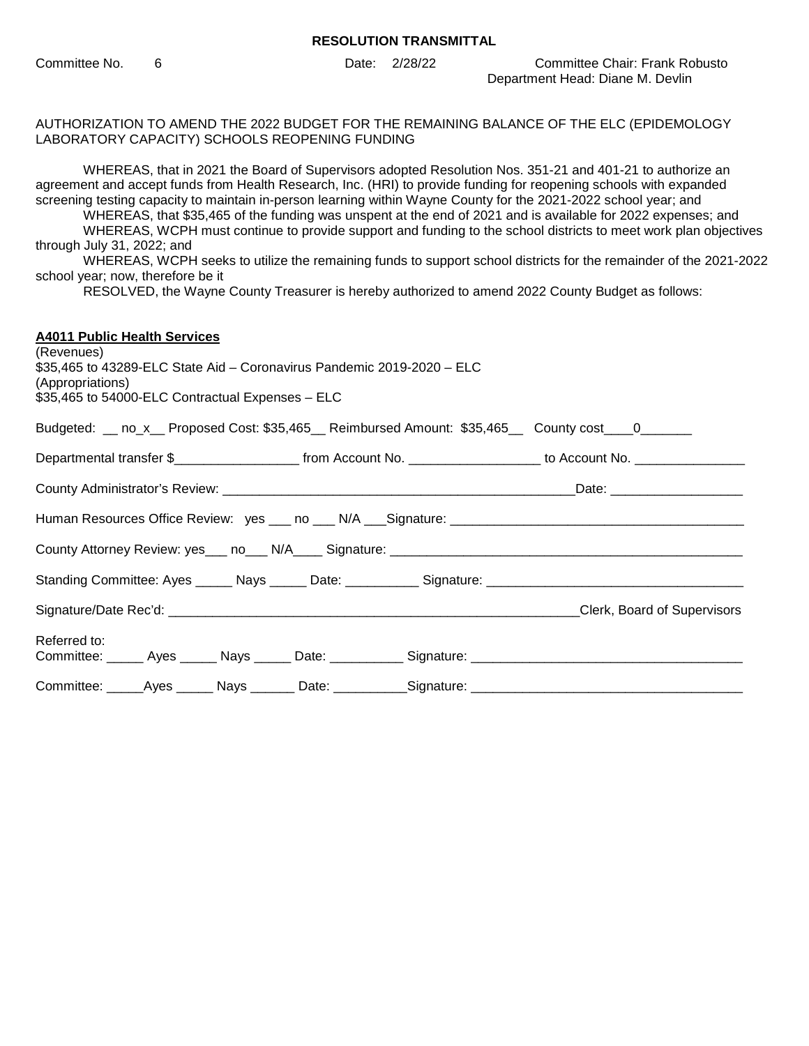# RESOLUTION TRANSMITTAL

Committee No. 6 Date: 2/28/22 Committee Chair: Frank Robusto
Department Head: Diane M. Devlin

AUTHORIZATION TO AMEND THE 2022 BUDGET FOR THE REMAINING BALANCE OF THE ELC (EPIDEMOLOGY LABORATORY CAPACITY) SCHOOLS REOPENING FUNDING

WHEREAS, that in 2021 the Board of Supervisors adopted Resolution Nos. 351-21 and 401-21 to authorize an agreement and accept funds from Health Research, Inc. (HRI) to provide funding for reopening schools with expanded screening testing capacity to maintain in-person learning within Wayne County for the 2021-2022 school year; and

WHEREAS, that $35,465 of the funding was unspent at the end of 2021 and is available for 2022 expenses; and

WHEREAS, WCPH must continue to provide support and funding to the school districts to meet work plan objectives through July 31, 2022; and

WHEREAS, WCPH seeks to utilize the remaining funds to support school districts for the remainder of the 2021-2022 school year; now, therefore be it

RESOLVED, the Wayne County Treasurer is hereby authorized to amend 2022 County Budget as follows:

**A4011 Public Health Services**

(Revenues)
$35,465 to 43289-ELC State Aid – Coronavirus Pandemic 2019-2020 – ELC
(Appropriations)
$35,465 to 54000-ELC Contractual Expenses – ELC

Budgeted: __ no_x__ Proposed Cost: $35,465__ Reimbursed Amount: $35,465__ County cost____0_______

Departmental transfer $_________________ from Account No. __________________ to Account No. _______________

County Administrator's Review: _________________________________________________Date: __________________

Human Resources Office Review: yes ___ no ___ N/A ___Signature: ________________________________________

County Attorney Review: yes___ no___ N/A____ Signature: _________________________________________________

Standing Committee: Ayes _____ Nays _____ Date: __________ Signature: ___________________________________

Signature/Date Rec'd: _________________________________________________________Clerk, Board of Supervisors

Referred to:
Committee: _____ Ayes _____ Nays _____ Date: __________ Signature: ____________________________________

Committee: _____Ayes _____ Nays ______ Date: __________Signature: ____________________________________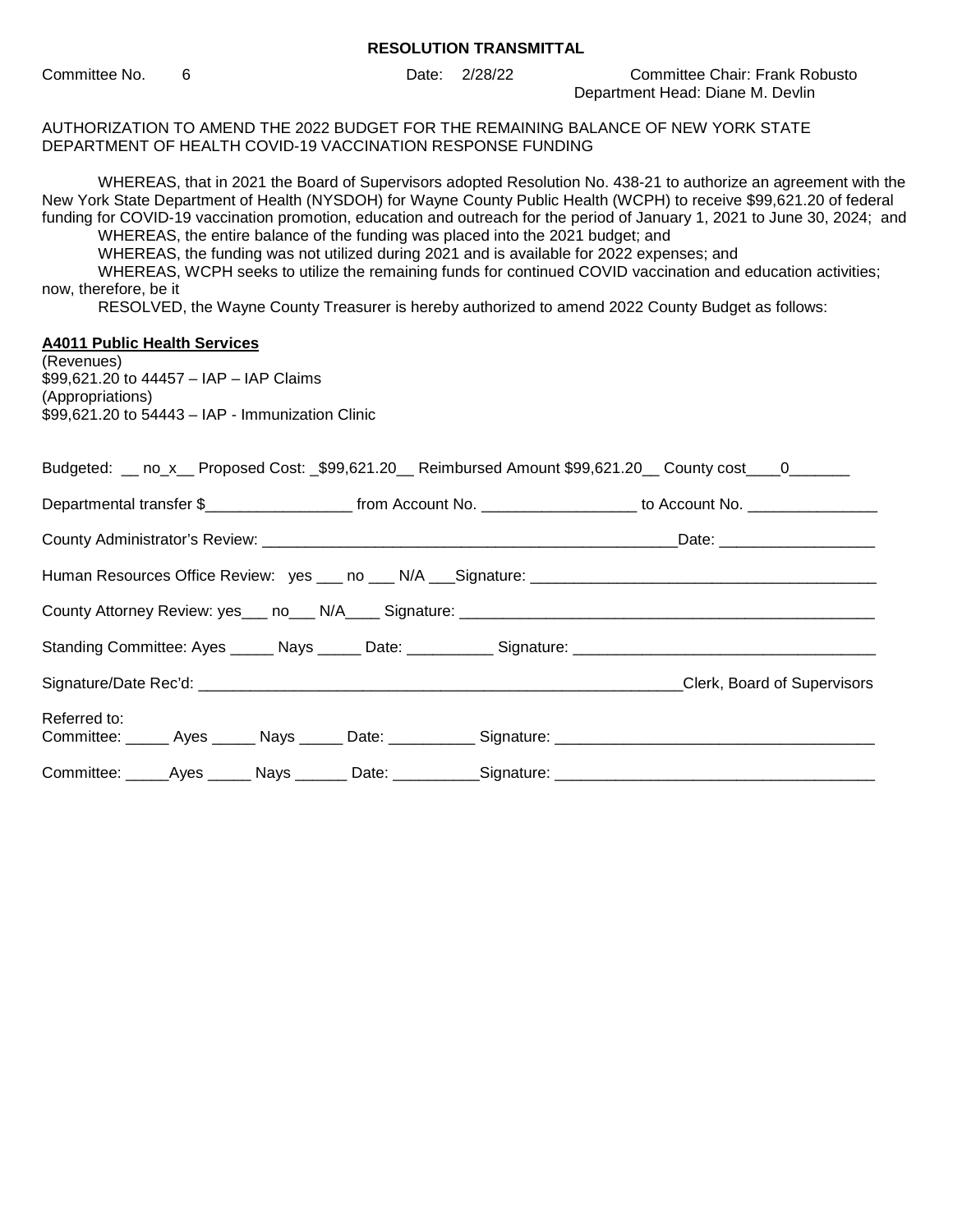**RESOLUTION TRANSMITTAL**

Committee No. 6 Date: 2/28/22 Committee Chair: Frank Robusto
Department Head: Diane M. Devlin

AUTHORIZATION TO AMEND THE 2022 BUDGET FOR THE REMAINING BALANCE OF NEW YORK STATE DEPARTMENT OF HEALTH COVID-19 VACCINATION RESPONSE FUNDING

WHEREAS, that in 2021 the Board of Supervisors adopted Resolution No. 438-21 to authorize an agreement with the New York State Department of Health (NYSDOH) for Wayne County Public Health (WCPH) to receive $99,621.20 of federal funding for COVID-19 vaccination promotion, education and outreach for the period of January 1, 2021 to June 30, 2024; and

WHEREAS, the entire balance of the funding was placed into the 2021 budget; and

WHEREAS, the funding was not utilized during 2021 and is available for 2022 expenses; and

WHEREAS, WCPH seeks to utilize the remaining funds for continued COVID vaccination and education activities; now, therefore, be it

RESOLVED, the Wayne County Treasurer is hereby authorized to amend 2022 County Budget as follows:

**A4011 Public Health Services**
(Revenues)
$99,621.20 to 44457 – IAP – IAP Claims
(Appropriations)
$99,621.20 to 54443 – IAP - Immunization Clinic

Budgeted: __ no_x__ Proposed Cost: _$99,621.20__ Reimbursed Amount $99,621.20__ County cost____0_______

Departmental transfer $________________ from Account No. _________________ to Account No. _______________

County Administrator's Review: ________________________________________________Date: _________________

Human Resources Office Review: yes ___ no ___ N/A ___Signature: ______________________________________

County Attorney Review: yes___ no___ N/A____ Signature: _______________________________________________

Standing Committee: Ayes _____ Nays _____ Date: __________ Signature: __________________________________

Signature/Date Rec'd: ________________________________________________________Clerk, Board of Supervisors

Referred to:
Committee: _____ Ayes _____ Nays _____ Date: __________ Signature: ___________________________________

Committee: _____Ayes _____ Nays ______ Date: __________Signature: ___________________________________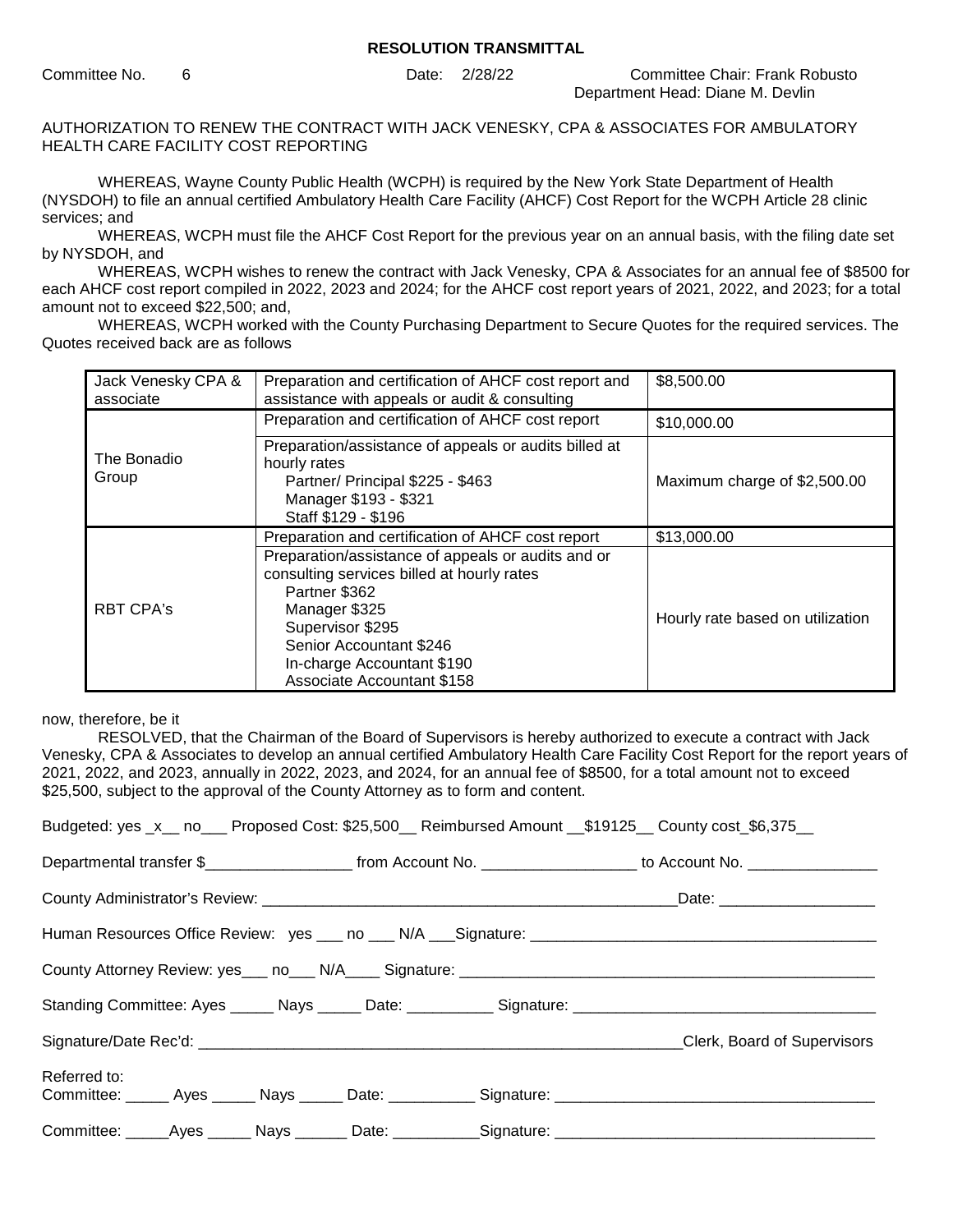**RESOLUTION TRANSMITTAL**

Committee No. 6 Date: 2/28/22 Committee Chair: Frank Robusto
Department Head: Diane M. Devlin

AUTHORIZATION TO RENEW THE CONTRACT WITH JACK VENESKY, CPA & ASSOCIATES FOR AMBULATORY HEALTH CARE FACILITY COST REPORTING

WHEREAS, Wayne County Public Health (WCPH) is required by the New York State Department of Health (NYSDOH) to file an annual certified Ambulatory Health Care Facility (AHCF) Cost Report for the WCPH Article 28 clinic services; and

WHEREAS, WCPH must file the AHCF Cost Report for the previous year on an annual basis, with the filing date set by NYSDOH, and

WHEREAS, WCPH wishes to renew the contract with Jack Venesky, CPA & Associates for an annual fee of $8500 for each AHCF cost report compiled in 2022, 2023 and 2024; for the AHCF cost report years of 2021, 2022, and 2023; for a total amount not to exceed $22,500; and,

WHEREAS, WCPH worked with the County Purchasing Department to Secure Quotes for the required services. The Quotes received back are as follows

| | | |
|---|---|---|
| Jack Venesky CPA & associate | Preparation and certification of AHCF cost report and assistance with appeals or audit & consulting | $8,500.00 |
| The Bonadio Group | Preparation and certification of AHCF cost report | $10,000.00 |
| | Preparation/assistance of appeals or audits billed at hourly rates<br>Partner/ Principal $225 - $463<br>Manager $193 - $321<br>Staff $129 - $196 | Maximum charge of $2,500.00 |
| RBT CPA's | Preparation and certification of AHCF cost report | $13,000.00 |
| | Preparation/assistance of appeals or audits and or consulting services billed at hourly rates<br>Partner $362<br>Manager $325<br>Supervisor $295<br>Senior Accountant $246<br>In-charge Accountant $190<br>Associate Accountant $158 | Hourly rate based on utilization |

now, therefore, be it

RESOLVED, that the Chairman of the Board of Supervisors is hereby authorized to execute a contract with Jack Venesky, CPA & Associates to develop an annual certified Ambulatory Health Care Facility Cost Report for the report years of 2021, 2022, and 2023, annually in 2022, 2023, and 2024, for an annual fee of $8500, for a total amount not to exceed $25,500, subject to the approval of the County Attorney as to form and content.

Budgeted: yes _x__ no___ Proposed Cost: $25,500__ Reimbursed Amount __$19125__ County cost_$6,375__

Departmental transfer $_________________ from Account No. _________________ to Account No. _______________

County Administrator's Review: _______________________________________________Date: _________________

Human Resources Office Review: yes ___ no ___ N/A ___Signature: ________________________________________

County Attorney Review: yes___ no___ N/A____ Signature: ________________________________________________

Standing Committee: Ayes _____ Nays _____ Date: __________ Signature: __________________________________

Signature/Date Rec'd: _________________________________________________________Clerk, Board of Supervisors

Referred to:
Committee: _____ Ayes _____ Nays _____ Date: __________ Signature: ____________________________________

Committee: _____Ayes _____ Nays ______ Date: __________Signature: ____________________________________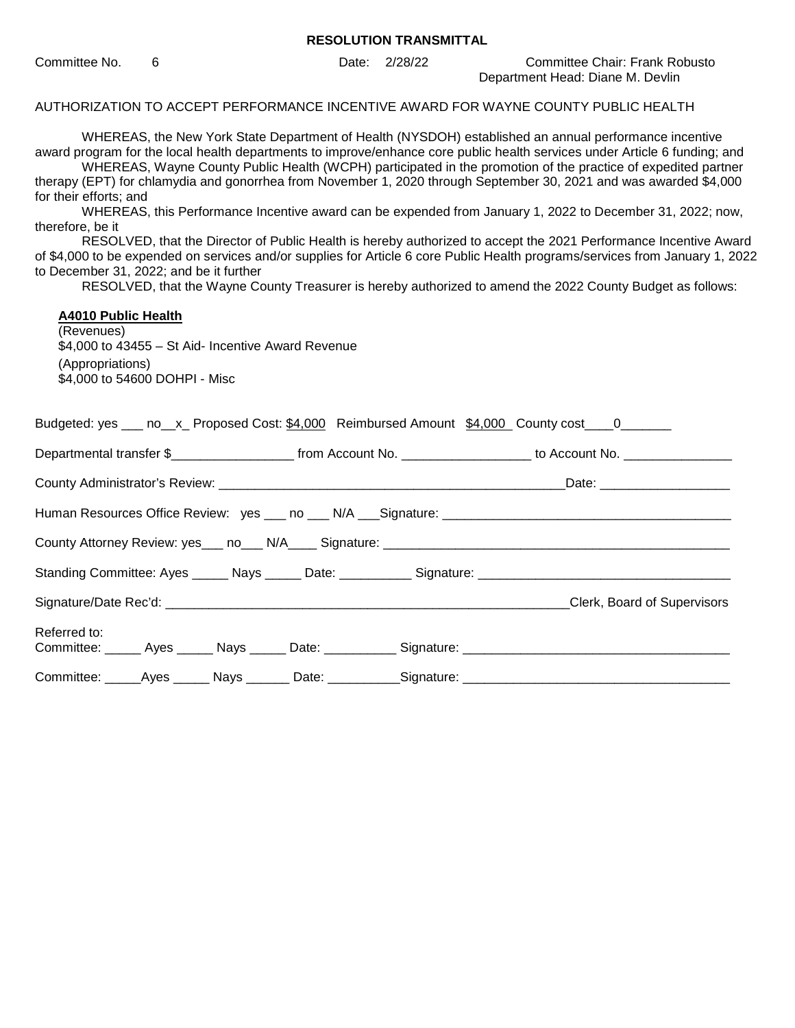**RESOLUTION TRANSMITTAL**

Committee No. 6 Date: 2/28/22 Committee Chair: Frank Robusto
Department Head: Diane M. Devlin

AUTHORIZATION TO ACCEPT PERFORMANCE INCENTIVE AWARD FOR WAYNE COUNTY PUBLIC HEALTH

WHEREAS, the New York State Department of Health (NYSDOH) established an annual performance incentive award program for the local health departments to improve/enhance core public health services under Article 6 funding; and

WHEREAS, Wayne County Public Health (WCPH) participated in the promotion of the practice of expedited partner therapy (EPT) for chlamydia and gonorrhea from November 1, 2020 through September 30, 2021 and was awarded $4,000 for their efforts; and

WHEREAS, this Performance Incentive award can be expended from January 1, 2022 to December 31, 2022; now, therefore, be it

RESOLVED, that the Director of Public Health is hereby authorized to accept the 2021 Performance Incentive Award of $4,000 to be expended on services and/or supplies for Article 6 core Public Health programs/services from January 1, 2022 to December 31, 2022; and be it further

RESOLVED, that the Wayne County Treasurer is hereby authorized to amend the 2022 County Budget as follows:

**A4010 Public Health**
(Revenues)
$4,000 to 43455 – St Aid- Incentive Award Revenue
(Appropriations)
$4,000 to 54600 DOHPI - Misc

Budgeted: yes ___ no__x_ Proposed Cost: $4,000 Reimbursed Amount $4,000 County cost____0_______

Departmental transfer $_________________ from Account No. __________________ to Account No. _______________

County Administrator's Review: __________________________________________________Date: __________________

Human Resources Office Review: yes ___ no ___ N/A ___Signature: ________________________________________

County Attorney Review: yes___ no___ N/A____ Signature: _________________________________________________

Standing Committee: Ayes _____ Nays _____ Date: __________ Signature: ___________________________________

Signature/Date Rec'd: _________________________________________________________Clerk, Board of Supervisors

Referred to:
Committee: _____ Ayes _____ Nays _____ Date: __________ Signature: _____________________________________

Committee: _____Ayes _____ Nays ______ Date: __________Signature: _____________________________________